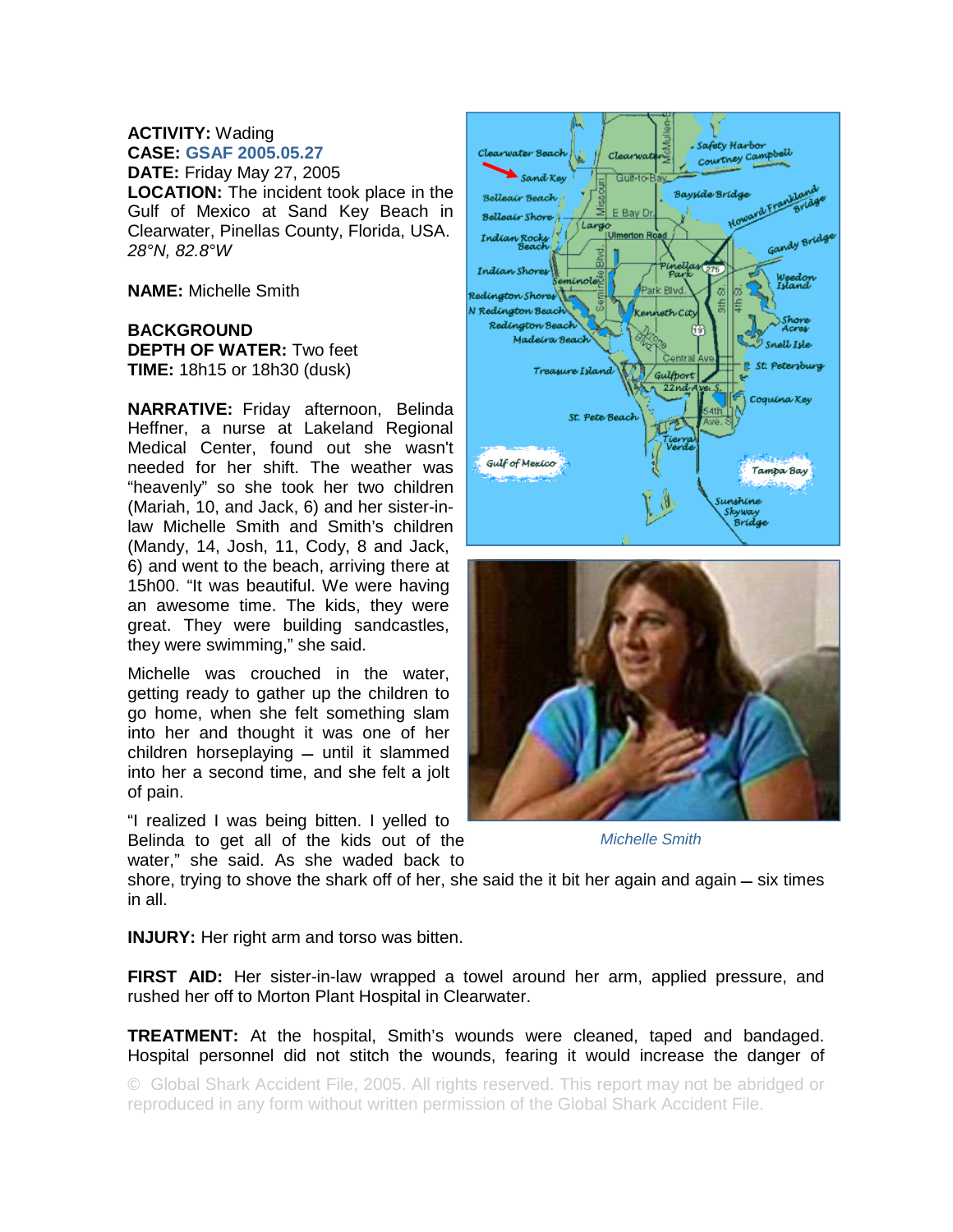**ACTIVITY:** Wading
**CASE:** GSAF 2005.05.27
**DATE:** Friday May 27, 2005
**LOCATION:** The incident took place in the Gulf of Mexico at Sand Key Beach in Clearwater, Pinellas County, Florida, USA.
*28°N, 82.8°W*

**NAME:** Michelle Smith

**BACKGROUND**
**DEPTH OF WATER:** Two feet
**TIME:** 18h15 or 18h30 (dusk)

**NARRATIVE:** Friday afternoon, Belinda Heffner, a nurse at Lakeland Regional Medical Center, found out she wasn't needed for her shift. The weather was "heavenly" so she took her two children (Mariah, 10, and Jack, 6) and her sister-in-law Michelle Smith and Smith's children (Mandy, 14, Josh, 11, Cody, 8 and Jack, 6) and went to the beach, arriving there at 15h00. "It was beautiful. We were having an awesome time. The kids, they were great. They were building sandcastles, they were swimming," she said.

Michelle was crouched in the water, getting ready to gather up the children to go home, when she felt something slam into her and thought it was one of her children horseplaying – until it slammed into her a second time, and she felt a jolt of pain.

"I realized I was being bitten. I yelled to Belinda to get all of the kids out of the water," she said. As she waded back to shore, trying to shove the shark off of her, she said the it bit her again and again – six times in all.

Michelle Smith

**INJURY:** Her right arm and torso was bitten.

**FIRST AID:** Her sister-in-law wrapped a towel around her arm, applied pressure, and rushed her off to Morton Plant Hospital in Clearwater.

**TREATMENT:** At the hospital, Smith's wounds were cleaned, taped and bandaged. Hospital personnel did not stitch the wounds, fearing it would increase the danger of

© Global Shark Accident File, 2005. All rights reserved. This report may not be abridged or reproduced in any form without written permission of the Global Shark Accident File.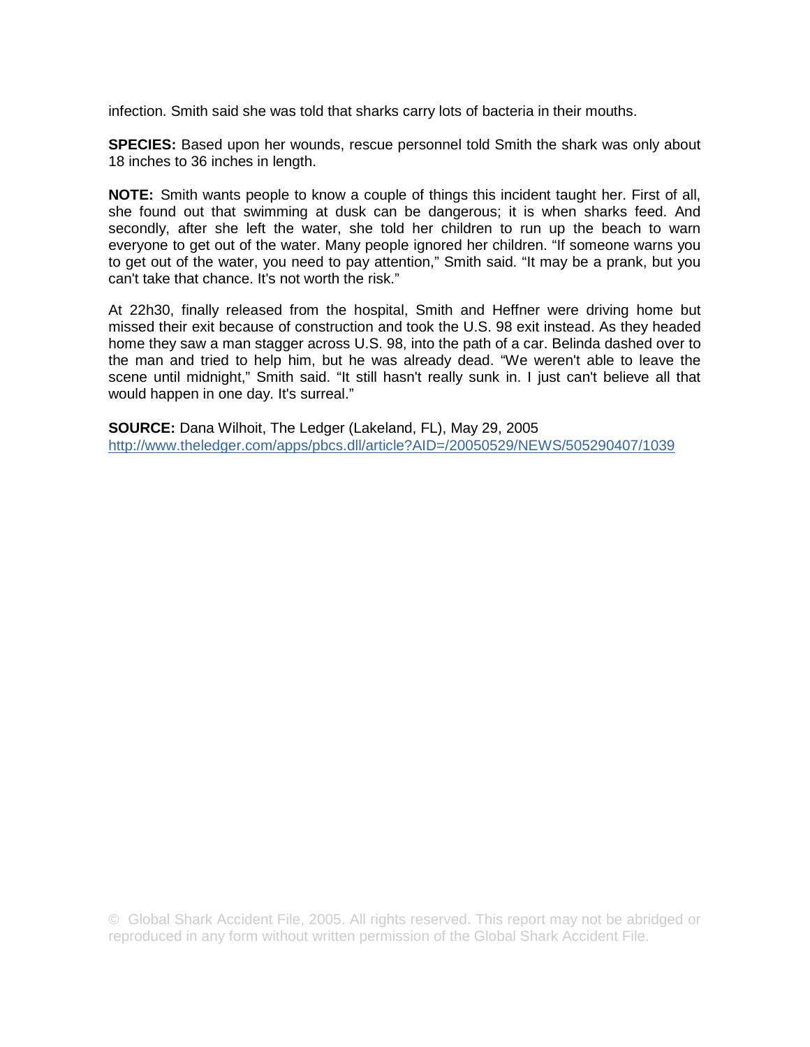infection. Smith said she was told that sharks carry lots of bacteria in their mouths.

**SPECIES:** Based upon her wounds, rescue personnel told Smith the shark was only about 18 inches to 36 inches in length.

**NOTE:** Smith wants people to know a couple of things this incident taught her. First of all, she found out that swimming at dusk can be dangerous; it is when sharks feed. And secondly, after she left the water, she told her children to run up the beach to warn everyone to get out of the water. Many people ignored her children. “If someone warns you to get out of the water, you need to pay attention,” Smith said. “It may be a prank, but you can't take that chance. It's not worth the risk.”

At 22h30, finally released from the hospital, Smith and Heffner were driving home but missed their exit because of construction and took the U.S. 98 exit instead. As they headed home they saw a man stagger across U.S. 98, into the path of a car. Belinda dashed over to the man and tried to help him, but he was already dead. “We weren't able to leave the scene until midnight,” Smith said. “It still hasn't really sunk in. I just can't believe all that would happen in one day. It's surreal.”

**SOURCE:** Dana Wilhoit, The Ledger (Lakeland, FL), May 29, 2005
http://www.theledger.com/apps/pbcs.dll/article?AID=/20050529/NEWS/505290407/1039

© Global Shark Accident File, 2005. All rights reserved. This report may not be abridged or reproduced in any form without written permission of the Global Shark Accident File.